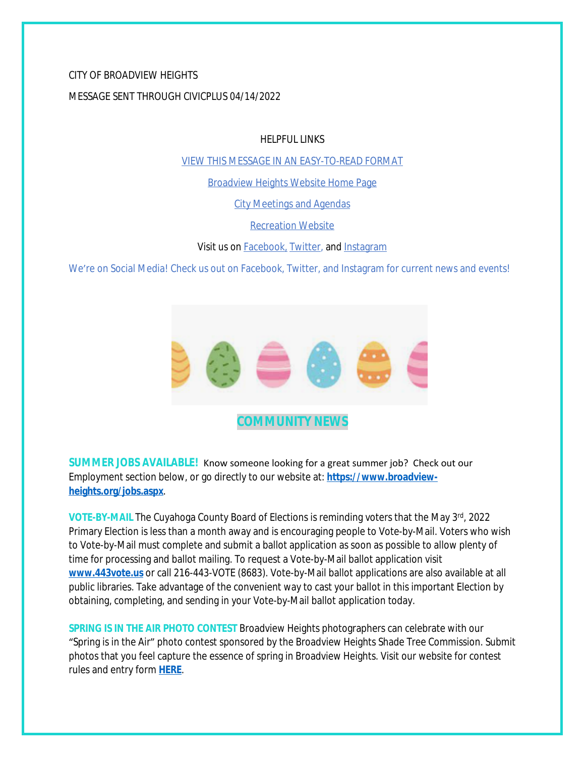CITY OF BROADVIEW HEIGHTS

MESSAGE SENT THROUGH CIVICPLUS 04/14/2022

HELPFUL LINKS

VIEW THIS MESSAGE IN AN EASY-TO-READ FORMAT

Broadview Heights Website Home Page

City Meetings and Agendas

Recreation Website

Visit us on Facebook, Twitter, and Instagram

We're on Social Media! Check us out on Facebook, Twitter, and Instagram for current news and events!

## COMMUNITY NEWS

**SUMMER JOBS AVAILABLE!** Know someone looking for a great summer job? Check out our Employment section below, or go directly to our website at: **https://www.broadview-heights.org/jobs.aspx**.

**VOTE-BY-MAIL** The Cuyahoga County Board of Elections is reminding voters that the May 3rd, 2022 Primary Election is less than a month away and is encouraging people to Vote-by-Mail. Voters who wish to Vote-by-Mail must complete and submit a ballot application as soon as possible to allow plenty of time for processing and ballot mailing. To request a Vote-by-Mail ballot application visit **www.443vote.us** or call 216-443-VOTE (8683). Vote-by-Mail ballot applications are also available at all public libraries. Take advantage of the convenient way to cast your ballot in this important Election by obtaining, completing, and sending in your Vote-by-Mail ballot application today.

**SPRING IS IN THE AIR PHOTO CONTEST** Broadview Heights photographers can celebrate with our "Spring is in the Air" photo contest sponsored by the Broadview Heights Shade Tree Commission. Submit photos that you feel capture the essence of spring in Broadview Heights. Visit our website for contest rules and entry form **HERE**.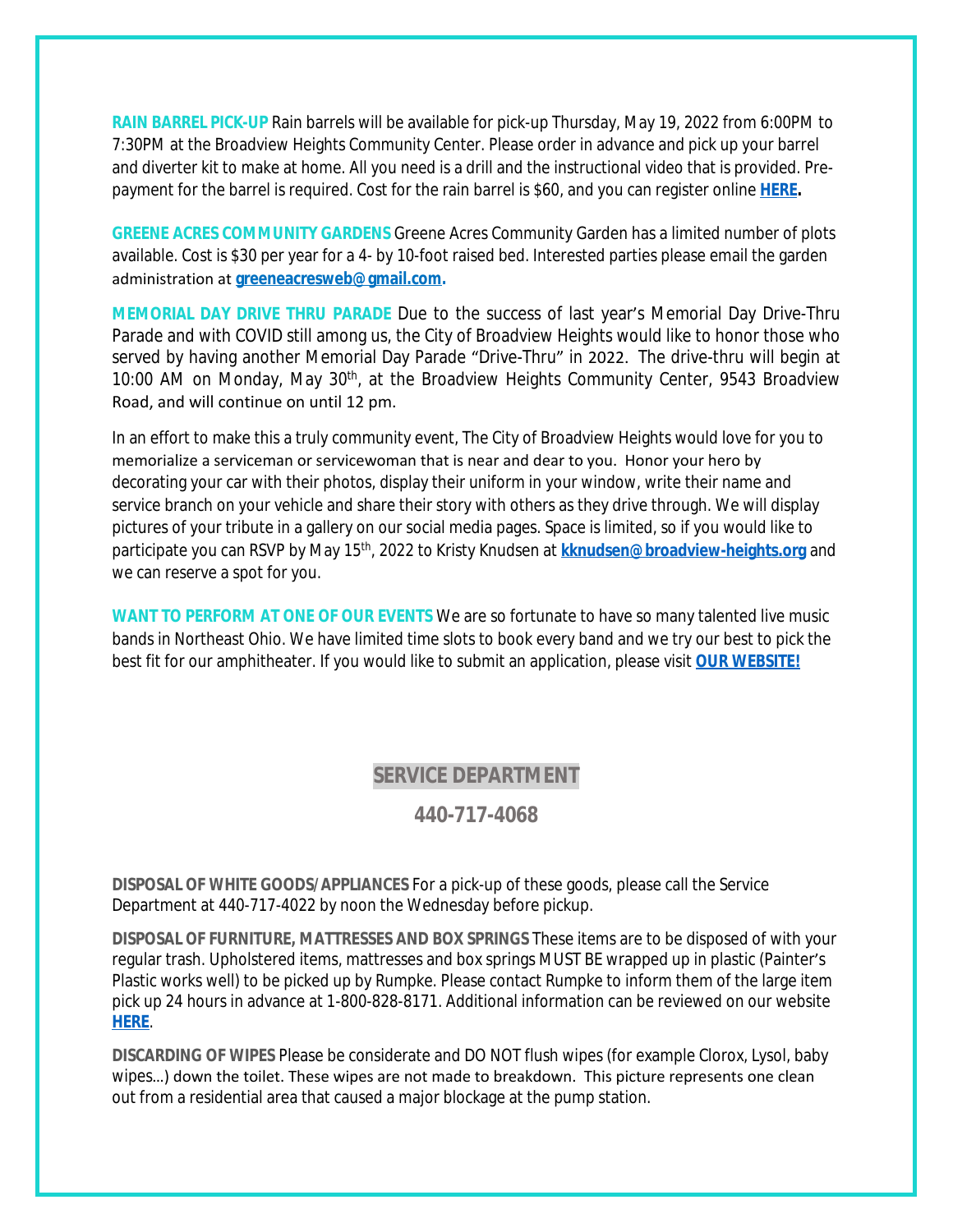**RAIN BARREL PICK-UP** Rain barrels will be available for pick-up Thursday, May 19, 2022 from 6:00PM to 7:30PM at the Broadview Heights Community Center. Please order in advance and pick up your barrel and diverter kit to make at home. All you need is a drill and the instructional video that is provided. Pre-payment for the barrel is required. Cost for the rain barrel is $60, and you can register online **HERE.**

**GREENE ACRES COMMUNITY GARDENS** Greene Acres Community Garden has a limited number of plots available. Cost is $30 per year for a 4- by 10-foot raised bed. Interested parties please email the garden administration at **greeneacresweb@gmail.com.**

**MEMORIAL DAY DRIVE THRU PARADE** Due to the success of last year's Memorial Day Drive-Thru Parade and with COVID still among us, the City of Broadview Heights would like to honor those who served by having another Memorial Day Parade "Drive-Thru" in 2022. The drive-thru will begin at 10:00 AM on Monday, May 30th, at the Broadview Heights Community Center, 9543 Broadview Road, and will continue on until 12 pm.

In an effort to make this a truly community event, The City of Broadview Heights would love for you to memorialize a serviceman or servicewoman that is near and dear to you. Honor your hero by decorating your car with their photos, display their uniform in your window, write their name and service branch on your vehicle and share their story with others as they drive through. We will display pictures of your tribute in a gallery on our social media pages. Space is limited, so if you would like to participate you can RSVP by May 15th, 2022 to Kristy Knudsen at **kknudsen@broadview-heights.org** and we can reserve a spot for you.

**WANT TO PERFORM AT ONE OF OUR EVENTS** We are so fortunate to have so many talented live music bands in Northeast Ohio. We have limited time slots to book every band and we try our best to pick the best fit for our amphitheater. If you would like to submit an application, please visit **OUR WEBSITE!**

## SERVICE DEPARTMENT

### 440-717-4068

**DISPOSAL OF WHITE GOODS/APPLIANCES** For a pick-up of these goods, please call the Service Department at 440-717-4022 by noon the Wednesday before pickup.

**DISPOSAL OF FURNITURE, MATTRESSES AND BOX SPRINGS** These items are to be disposed of with your regular trash. Upholstered items, mattresses and box springs MUST BE wrapped up in plastic (Painter's Plastic works well) to be picked up by Rumpke. Please contact Rumpke to inform them of the large item pick up 24 hours in advance at 1-800-828-8171. Additional information can be reviewed on our website **HERE**.

**DISCARDING OF WIPES** Please be considerate and DO NOT flush wipes (for example Clorox, Lysol, baby wipes…) down the toilet. These wipes are not made to breakdown. This picture represents one clean out from a residential area that caused a major blockage at the pump station.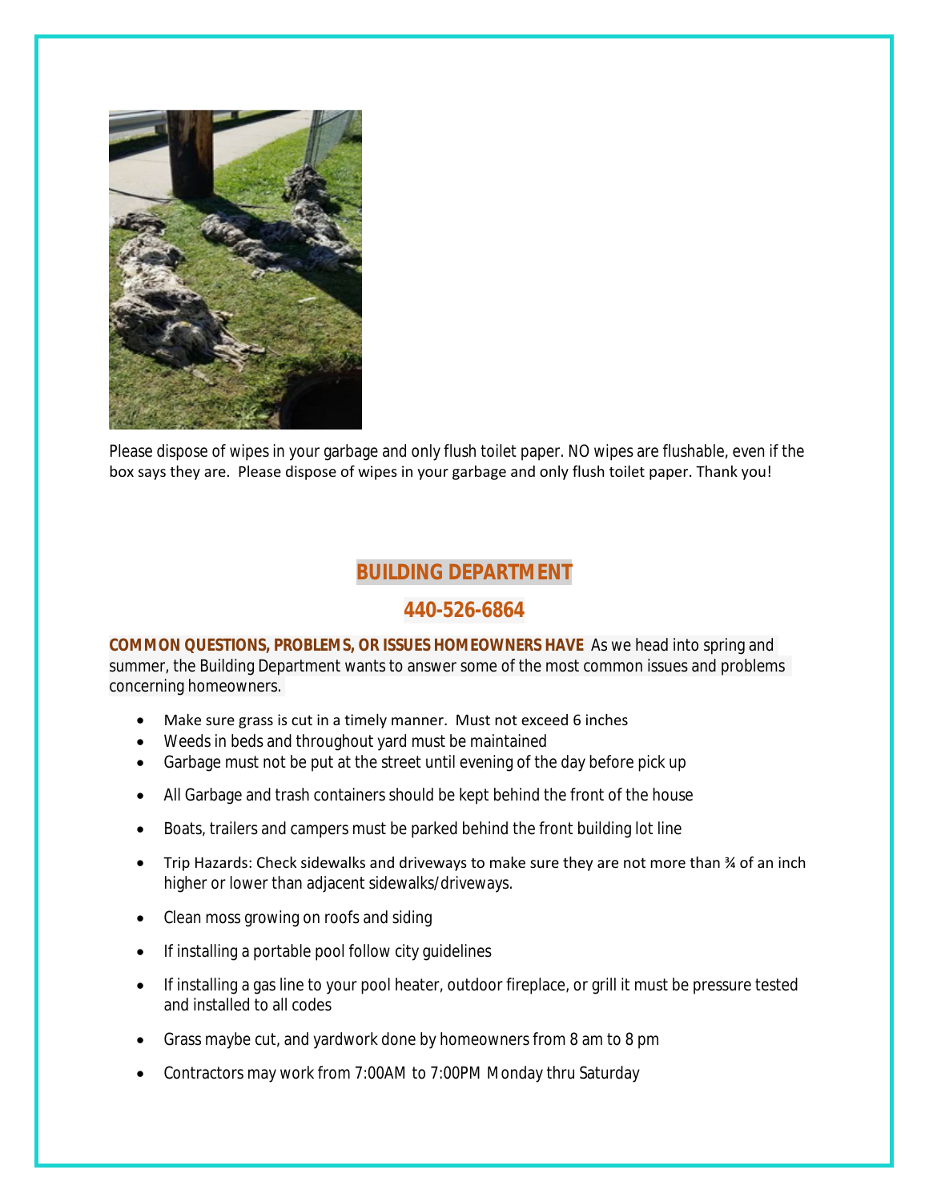Please dispose of wipes in your garbage and only flush toilet paper. NO wipes are flushable, even if the box says they are. Please dispose of wipes in your garbage and only flush toilet paper. Thank you!

## BUILDING DEPARTMENT

## 440-526-6864

**COMMON QUESTIONS, PROBLEMS, OR ISSUES HOMEOWNERS HAVE** As we head into spring and summer, the Building Department wants to answer some of the most common issues and problems concerning homeowners.

- Make sure grass is cut in a timely manner. Must not exceed 6 inches
- Weeds in beds and throughout yard must be maintained
- Garbage must not be put at the street until evening of the day before pick up
- All Garbage and trash containers should be kept behind the front of the house
- Boats, trailers and campers must be parked behind the front building lot line
- Trip Hazards: Check sidewalks and driveways to make sure they are not more than ¾ of an inch higher or lower than adjacent sidewalks/driveways.
- Clean moss growing on roofs and siding
- If installing a portable pool follow city guidelines
- If installing a gas line to your pool heater, outdoor fireplace, or grill it must be pressure tested and installed to all codes
- Grass maybe cut, and yardwork done by homeowners from 8 am to 8 pm
- Contractors may work from 7:00AM to 7:00PM Monday thru Saturday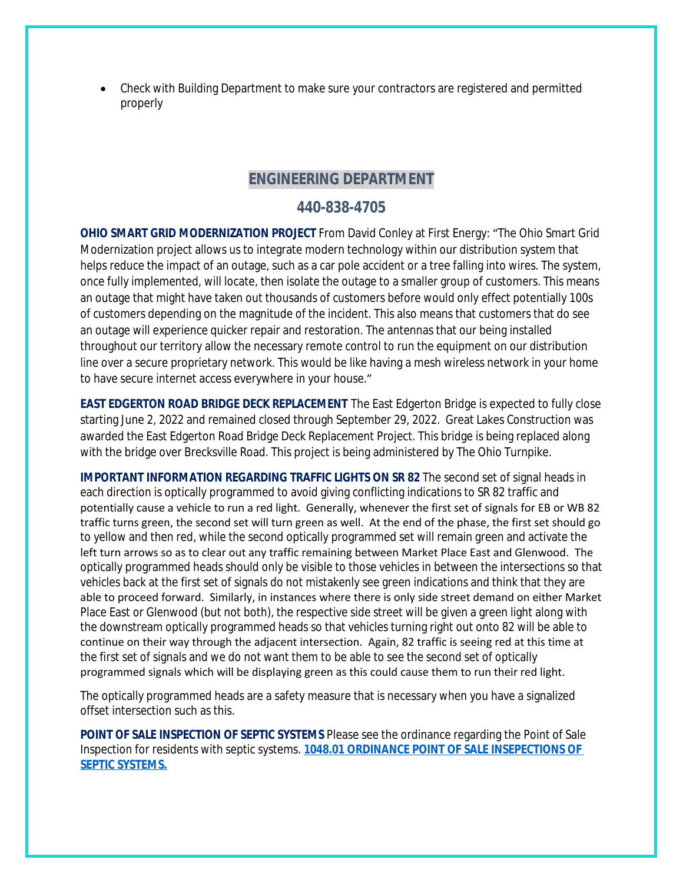- Check with Building Department to make sure your contractors are registered and permitted properly

## ENGINEERING DEPARTMENT

## 440-838-4705

**OHIO SMART GRID MODERNIZATION PROJECT** From David Conley at First Energy: "The Ohio Smart Grid Modernization project allows us to integrate modern technology within our distribution system that helps reduce the impact of an outage, such as a car pole accident or a tree falling into wires. The system, once fully implemented, will locate, then isolate the outage to a smaller group of customers. This means an outage that might have taken out thousands of customers before would only effect potentially 100s of customers depending on the magnitude of the incident. This also means that customers that do see an outage will experience quicker repair and restoration. The antennas that our being installed throughout our territory allow the necessary remote control to run the equipment on our distribution line over a secure proprietary network. This would be like having a mesh wireless network in your home to have secure internet access everywhere in your house."

**EAST EDGERTON ROAD BRIDGE DECK REPLACEMENT** The East Edgerton Bridge is expected to fully close starting June 2, 2022 and remained closed through September 29, 2022. Great Lakes Construction was awarded the East Edgerton Road Bridge Deck Replacement Project. This bridge is being replaced along with the bridge over Brecksville Road. This project is being administered by The Ohio Turnpike.

**IMPORTANT INFORMATION REGARDING TRAFFIC LIGHTS ON SR 82** The second set of signal heads in each direction is optically programmed to avoid giving conflicting indications to SR 82 traffic and potentially cause a vehicle to run a red light. Generally, whenever the first set of signals for EB or WB 82 traffic turns green, the second set will turn green as well. At the end of the phase, the first set should go to yellow and then red, while the second optically programmed set will remain green and activate the left turn arrows so as to clear out any traffic remaining between Market Place East and Glenwood. The optically programmed heads should only be visible to those vehicles in between the intersections so that vehicles back at the first set of signals do not mistakenly see green indications and think that they are able to proceed forward. Similarly, in instances where there is only side street demand on either Market Place East or Glenwood (but not both), the respective side street will be given a green light along with the downstream optically programmed heads so that vehicles turning right out onto 82 will be able to continue on their way through the adjacent intersection. Again, 82 traffic is seeing red at this time at the first set of signals and we do not want them to be able to see the second set of optically programmed signals which will be displaying green as this could cause them to run their red light.

The optically programmed heads are a safety measure that is necessary when you have a signalized offset intersection such as this.

**POINT OF SALE INSPECTION OF SEPTIC SYSTEMS** Please see the ordinance regarding the Point of Sale Inspection for residents with septic systems. **1048.01 ORDINANCE POINT OF SALE INSEPECTIONS OF SEPTIC SYSTEMS.**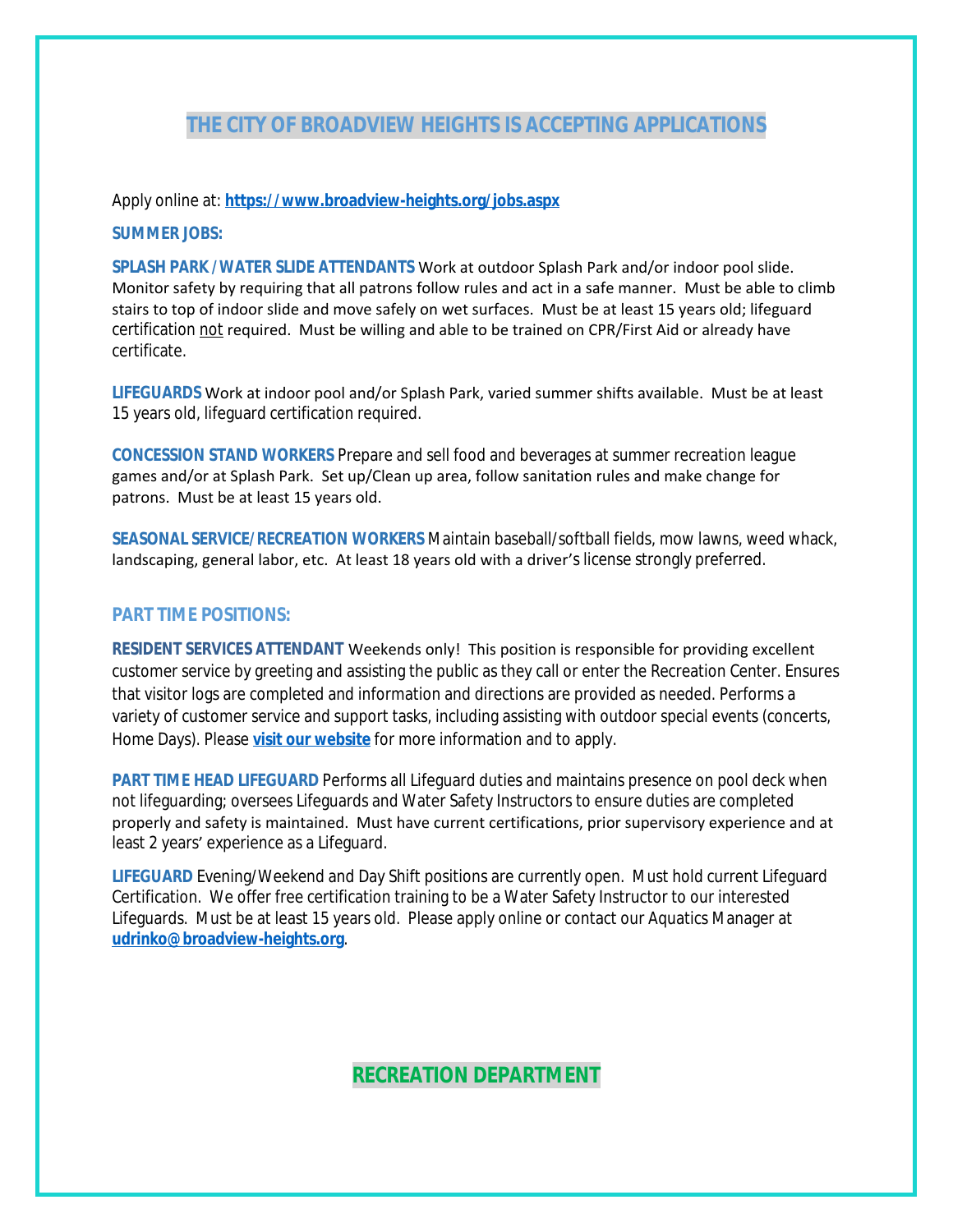# THE CITY OF BROADVIEW HEIGHTS IS ACCEPTING APPLICATIONS

Apply online at: **https://www.broadview-heights.org/jobs.aspx**

**SUMMER JOBS:**

**SPLASH PARK / WATER SLIDE ATTENDANTS** Work at outdoor Splash Park and/or indoor pool slide. Monitor safety by requiring that all patrons follow rules and act in a safe manner. Must be able to climb stairs to top of indoor slide and move safely on wet surfaces. Must be at least 15 years old; lifeguard certification not required. Must be willing and able to be trained on CPR/First Aid or already have certificate.

**LIFEGUARDS** Work at indoor pool and/or Splash Park, varied summer shifts available. Must be at least 15 years old, lifeguard certification required.

**CONCESSION STAND WORKERS** Prepare and sell food and beverages at summer recreation league games and/or at Splash Park. Set up/Clean up area, follow sanitation rules and make change for patrons. Must be at least 15 years old.

**SEASONAL SERVICE/RECREATION WORKERS** Maintain baseball/softball fields, mow lawns, weed whack, landscaping, general labor, etc. At least 18 years old with a driver's license strongly preferred.

## PART TIME POSITIONS:

**RESIDENT SERVICES ATTENDANT** Weekends only! This position is responsible for providing excellent customer service by greeting and assisting the public as they call or enter the Recreation Center. Ensures that visitor logs are completed and information and directions are provided as needed. Performs a variety of customer service and support tasks, including assisting with outdoor special events (concerts, Home Days). Please **visit our website** for more information and to apply.

**PART TIME HEAD LIFEGUARD** Performs all Lifeguard duties and maintains presence on pool deck when not lifeguarding; oversees Lifeguards and Water Safety Instructors to ensure duties are completed properly and safety is maintained. Must have current certifications, prior supervisory experience and at least 2 years' experience as a Lifeguard.

**LIFEGUARD** Evening/Weekend and Day Shift positions are currently open. Must hold current Lifeguard Certification. We offer free certification training to be a Water Safety Instructor to our interested Lifeguards. Must be at least 15 years old. Please apply online or contact our Aquatics Manager at **udrinko@broadview-heights.org**.

**RECREATION DEPARTMENT**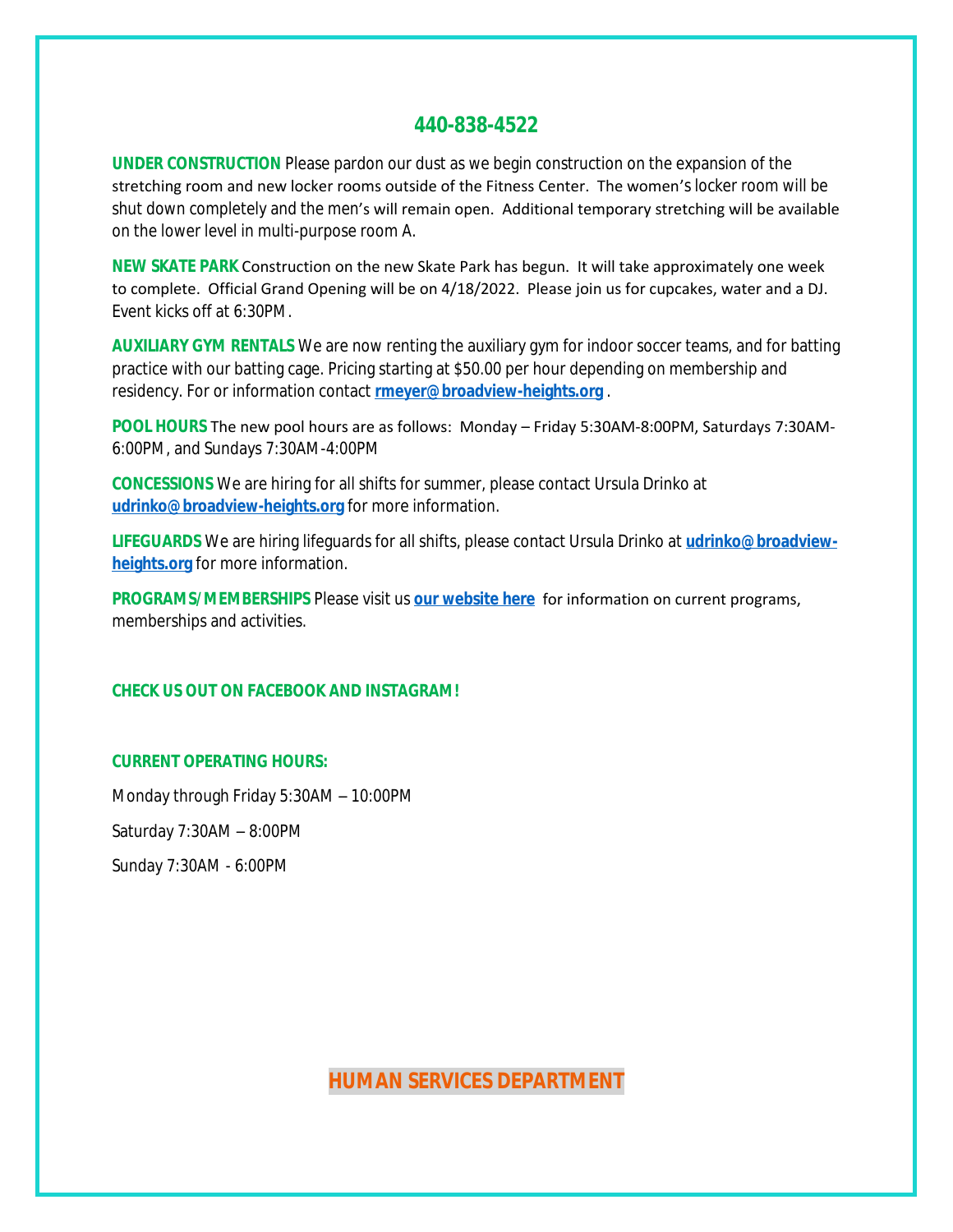## 440-838-4522

**UNDER CONSTRUCTION** Please pardon our dust as we begin construction on the expansion of the stretching room and new locker rooms outside of the Fitness Center. The women's locker room will be shut down completely and the men's will remain open. Additional temporary stretching will be available on the lower level in multi-purpose room A.

**NEW SKATE PARK** Construction on the new Skate Park has begun. It will take approximately one week to complete. Official Grand Opening will be on 4/18/2022. Please join us for cupcakes, water and a DJ. Event kicks off at 6:30PM.

**AUXILIARY GYM RENTALS** We are now renting the auxiliary gym for indoor soccer teams, and for batting practice with our batting cage. Pricing starting at $50.00 per hour depending on membership and residency. For or information contact **rmeyer@broadview-heights.org** .

**POOL HOURS** The new pool hours are as follows: Monday – Friday 5:30AM-8:00PM, Saturdays 7:30AM-6:00PM, and Sundays 7:30AM-4:00PM

**CONCESSIONS** We are hiring for all shifts for summer, please contact Ursula Drinko at **udrinko@broadview-heights.org** for more information.

**LIFEGUARDS** We are hiring lifeguards for all shifts, please contact Ursula Drinko at **udrinko@broadview-heights.org** for more information.

**PROGRAMS/MEMBERSHIPS** Please visit us **our website here** for information on current programs, memberships and activities.

**CHECK US OUT ON FACEBOOK AND INSTAGRAM!**

**CURRENT OPERATING HOURS:**

Monday through Friday 5:30AM – 10:00PM

Saturday 7:30AM – 8:00PM

Sunday 7:30AM - 6:00PM

## HUMAN SERVICES DEPARTMENT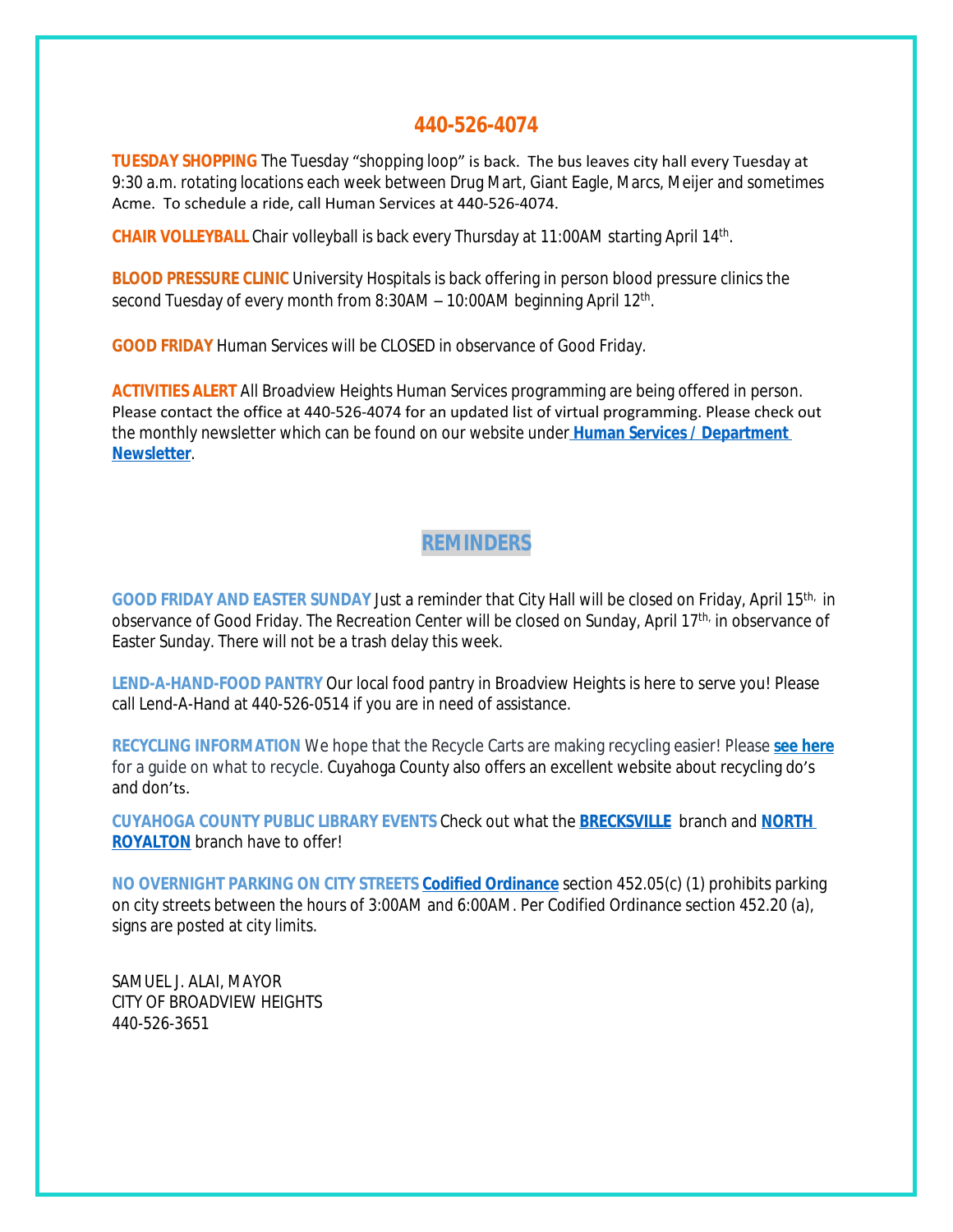## 440-526-4074

**TUESDAY SHOPPING** The Tuesday "shopping loop" is back. The bus leaves city hall every Tuesday at 9:30 a.m. rotating locations each week between Drug Mart, Giant Eagle, Marcs, Meijer and sometimes Acme. To schedule a ride, call Human Services at 440-526-4074.

**CHAIR VOLLEYBALL** Chair volleyball is back every Thursday at 11:00AM starting April 14th.

**BLOOD PRESSURE CLINIC** University Hospitals is back offering in person blood pressure clinics the second Tuesday of every month from 8:30AM – 10:00AM beginning April 12th.

**GOOD FRIDAY** Human Services will be CLOSED in observance of Good Friday.

**ACTIVITIES ALERT** All Broadview Heights Human Services programming are being offered in person. Please contact the office at 440-526-4074 for an updated list of virtual programming. Please check out the monthly newsletter which can be found on our website under **Human Services / Department Newsletter**.

## REMINDERS

**GOOD FRIDAY AND EASTER SUNDAY** Just a reminder that City Hall will be closed on Friday, April 15th, in observance of Good Friday. The Recreation Center will be closed on Sunday, April 17th, in observance of Easter Sunday. There will not be a trash delay this week.

**LEND-A-HAND-FOOD PANTRY** Our local food pantry in Broadview Heights is here to serve you! Please call Lend-A-Hand at 440-526-0514 if you are in need of assistance.

**RECYCLING INFORMATION** We hope that the Recycle Carts are making recycling easier! Please **see here** for a guide on what to recycle. Cuyahoga County also offers an excellent website about recycling do's and don'ts.

**CUYAHOGA COUNTY PUBLIC LIBRARY EVENTS** Check out what the **BRECKSVILLE** branch and **NORTH ROYALTON** branch have to offer!

**NO OVERNIGHT PARKING ON CITY STREETS** **Codified Ordinance** section 452.05(c) (1) prohibits parking on city streets between the hours of 3:00AM and 6:00AM. Per Codified Ordinance section 452.20 (a), signs are posted at city limits.

SAMUEL J. ALAI, MAYOR
CITY OF BROADVIEW HEIGHTS
440-526-3651